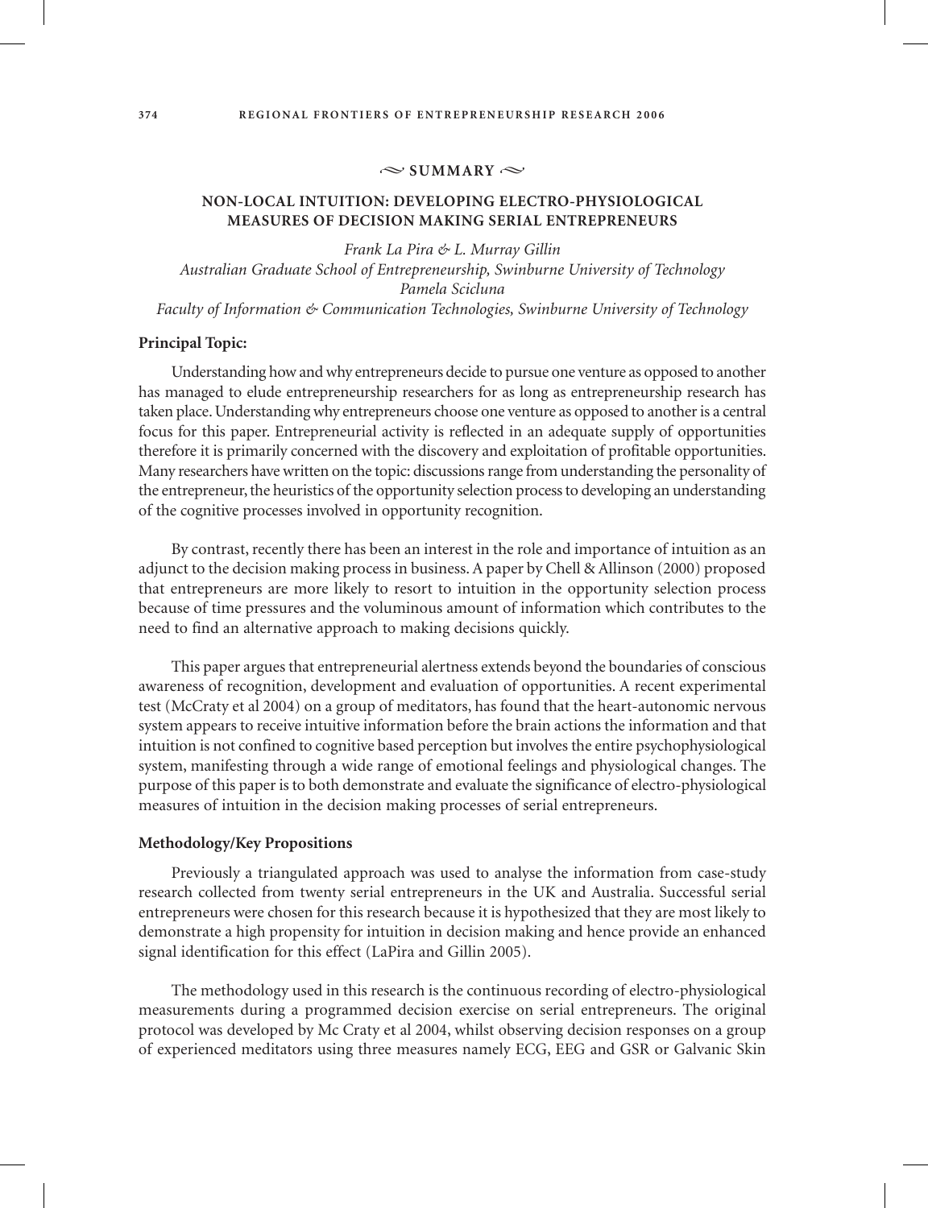## ~ SUMMARY ~

### NON-LOCAL INTUITION: DEVELOPING ELECTRO-PHYSIOLOGICAL MEASURES OF DECISION MAKING SERIAL ENTREPRENEURS

*Frank La Pira & L. Murray Gillin*
*Australian Graduate School of Entrepreneurship, Swinburne University of Technology*
*Pamela Scicluna*
*Faculty of Information & Communication Technologies, Swinburne University of Technology*

**Principal Topic:**

Understanding how and why entrepreneurs decide to pursue one venture as opposed to another has managed to elude entrepreneurship researchers for as long as entrepreneurship research has taken place. Understanding why entrepreneurs choose one venture as opposed to another is a central focus for this paper. Entrepreneurial activity is reflected in an adequate supply of opportunities therefore it is primarily concerned with the discovery and exploitation of profitable opportunities. Many researchers have written on the topic: discussions range from understanding the personality of the entrepreneur, the heuristics of the opportunity selection process to developing an understanding of the cognitive processes involved in opportunity recognition.

By contrast, recently there has been an interest in the role and importance of intuition as an adjunct to the decision making process in business. A paper by Chell & Allinson (2000) proposed that entrepreneurs are more likely to resort to intuition in the opportunity selection process because of time pressures and the voluminous amount of information which contributes to the need to find an alternative approach to making decisions quickly.

This paper argues that entrepreneurial alertness extends beyond the boundaries of conscious awareness of recognition, development and evaluation of opportunities. A recent experimental test (McCraty et al 2004) on a group of meditators, has found that the heart-autonomic nervous system appears to receive intuitive information before the brain actions the information and that intuition is not confined to cognitive based perception but involves the entire psychophysiological system, manifesting through a wide range of emotional feelings and physiological changes. The purpose of this paper is to both demonstrate and evaluate the significance of electro-physiological measures of intuition in the decision making processes of serial entrepreneurs.

**Methodology/Key Propositions**

Previously a triangulated approach was used to analyse the information from case-study research collected from twenty serial entrepreneurs in the UK and Australia. Successful serial entrepreneurs were chosen for this research because it is hypothesized that they are most likely to demonstrate a high propensity for intuition in decision making and hence provide an enhanced signal identification for this effect (LaPira and Gillin 2005).

The methodology used in this research is the continuous recording of electro-physiological measurements during a programmed decision exercise on serial entrepreneurs. The original protocol was developed by Mc Craty et al 2004, whilst observing decision responses on a group of experienced meditators using three measures namely ECG, EEG and GSR or Galvanic Skin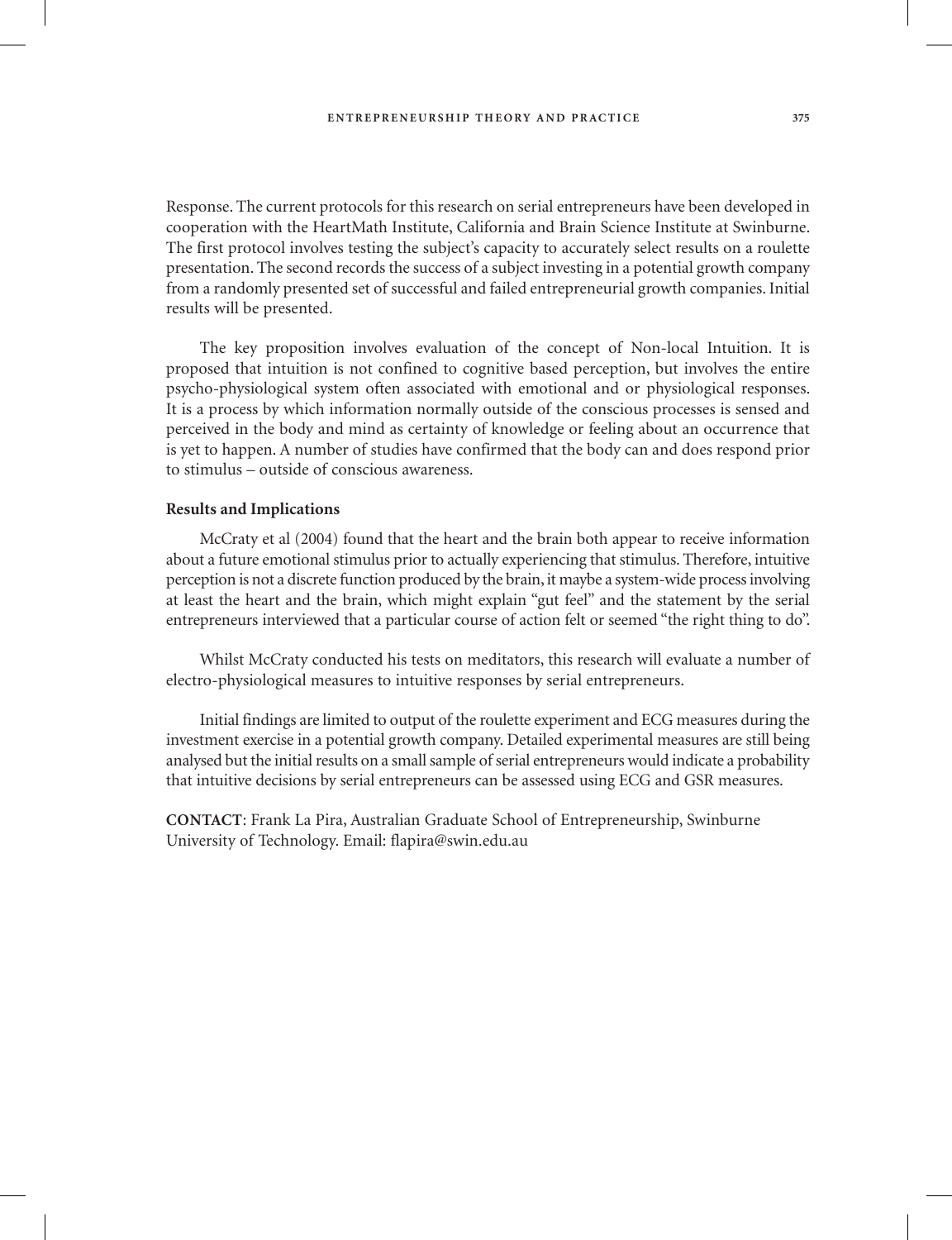Response. The current protocols for this research on serial entrepreneurs have been developed in cooperation with the HeartMath Institute, California and Brain Science Institute at Swinburne. The first protocol involves testing the subject's capacity to accurately select results on a roulette presentation. The second records the success of a subject investing in a potential growth company from a randomly presented set of successful and failed entrepreneurial growth companies. Initial results will be presented.

The key proposition involves evaluation of the concept of Non-local Intuition. It is proposed that intuition is not confined to cognitive based perception, but involves the entire psycho-physiological system often associated with emotional and or physiological responses. It is a process by which information normally outside of the conscious processes is sensed and perceived in the body and mind as certainty of knowledge or feeling about an occurrence that is yet to happen. A number of studies have confirmed that the body can and does respond prior to stimulus – outside of conscious awareness.

**Results and Implications**

McCraty et al (2004) found that the heart and the brain both appear to receive information about a future emotional stimulus prior to actually experiencing that stimulus. Therefore, intuitive perception is not a discrete function produced by the brain, it maybe a system-wide process involving at least the heart and the brain, which might explain "gut feel" and the statement by the serial entrepreneurs interviewed that a particular course of action felt or seemed "the right thing to do".

Whilst McCraty conducted his tests on meditators, this research will evaluate a number of electro-physiological measures to intuitive responses by serial entrepreneurs.

Initial findings are limited to output of the roulette experiment and ECG measures during the investment exercise in a potential growth company. Detailed experimental measures are still being analysed but the initial results on a small sample of serial entrepreneurs would indicate a probability that intuitive decisions by serial entrepreneurs can be assessed using ECG and GSR measures.

**CONTACT**: Frank La Pira, Australian Graduate School of Entrepreneurship, Swinburne University of Technology. Email: flapira@swin.edu.au